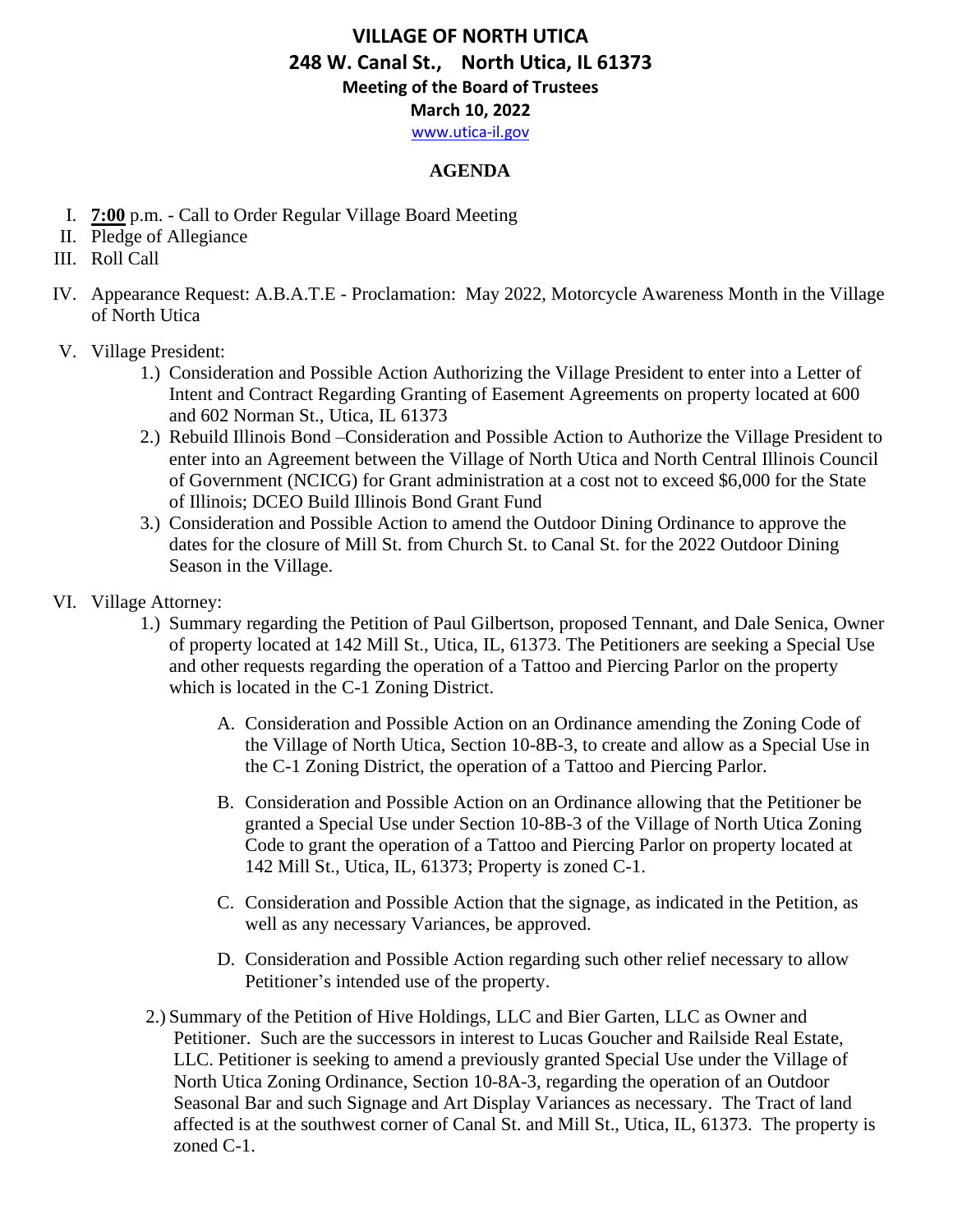# VILLAGE OF NORTH UTICA

## 248 W. Canal St., North Utica, IL 61373

### Meeting of the Board of Trustees

### March 10, 2022

www.utica-il.gov

**AGENDA**

I. **7:00** p.m. - Call to Order Regular Village Board Meeting

II. Pledge of Allegiance

III. Roll Call

IV. Appearance Request: A.B.A.T.E - Proclamation: May 2022, Motorcycle Awareness Month in the Village of North Utica

V. Village President:

1.) Consideration and Possible Action Authorizing the Village President to enter into a Letter of Intent and Contract Regarding Granting of Easement Agreements on property located at 600 and 602 Norman St., Utica, IL 61373

2.) Rebuild Illinois Bond –Consideration and Possible Action to Authorize the Village President to enter into an Agreement between the Village of North Utica and North Central Illinois Council of Government (NCICG) for Grant administration at a cost not to exceed $6,000 for the State of Illinois; DCEO Build Illinois Bond Grant Fund

3.) Consideration and Possible Action to amend the Outdoor Dining Ordinance to approve the dates for the closure of Mill St. from Church St. to Canal St. for the 2022 Outdoor Dining Season in the Village.

VI. Village Attorney:

1.) Summary regarding the Petition of Paul Gilbertson, proposed Tennant, and Dale Senica, Owner of property located at 142 Mill St., Utica, IL, 61373. The Petitioners are seeking a Special Use and other requests regarding the operation of a Tattoo and Piercing Parlor on the property which is located in the C-1 Zoning District.

A. Consideration and Possible Action on an Ordinance amending the Zoning Code of the Village of North Utica, Section 10-8B-3, to create and allow as a Special Use in the C-1 Zoning District, the operation of a Tattoo and Piercing Parlor.

B. Consideration and Possible Action on an Ordinance allowing that the Petitioner be granted a Special Use under Section 10-8B-3 of the Village of North Utica Zoning Code to grant the operation of a Tattoo and Piercing Parlor on property located at 142 Mill St., Utica, IL, 61373; Property is zoned C-1.

C. Consideration and Possible Action that the signage, as indicated in the Petition, as well as any necessary Variances, be approved.

D. Consideration and Possible Action regarding such other relief necessary to allow Petitioner's intended use of the property.

2.) Summary of the Petition of Hive Holdings, LLC and Bier Garten, LLC as Owner and Petitioner. Such are the successors in interest to Lucas Goucher and Railside Real Estate, LLC. Petitioner is seeking to amend a previously granted Special Use under the Village of North Utica Zoning Ordinance, Section 10-8A-3, regarding the operation of an Outdoor Seasonal Bar and such Signage and Art Display Variances as necessary. The Tract of land affected is at the southwest corner of Canal St. and Mill St., Utica, IL, 61373. The property is zoned C-1.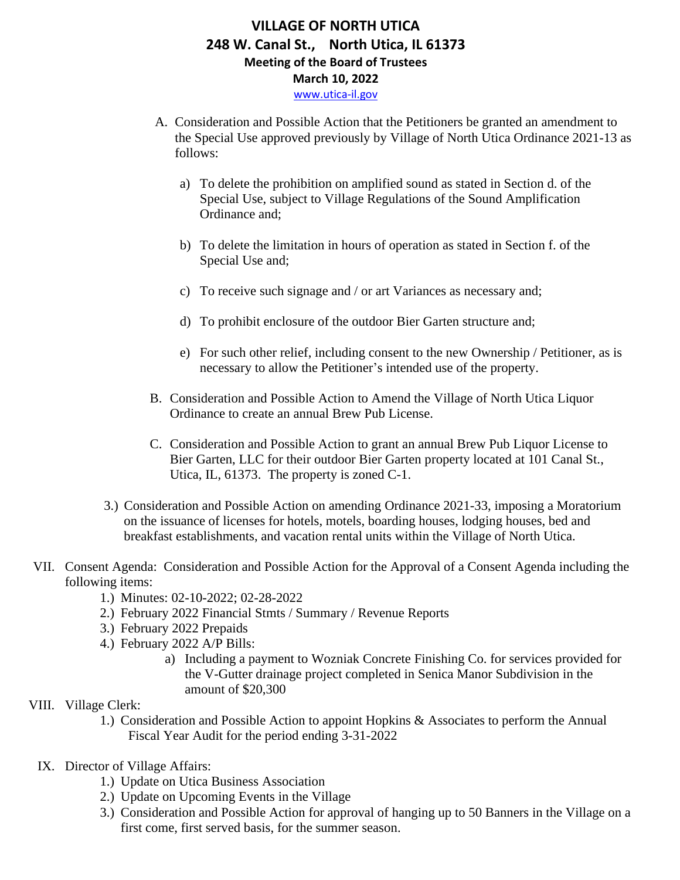# VILLAGE OF NORTH UTICA

## 248 W. Canal St., North Utica, IL 61373

### Meeting of the Board of Trustees

### March 10, 2022

www.utica-il.gov

A. Consideration and Possible Action that the Petitioners be granted an amendment to the Special Use approved previously by Village of North Utica Ordinance 2021-13 as follows:

   a) To delete the prohibition on amplified sound as stated in Section d. of the Special Use, subject to Village Regulations of the Sound Amplification Ordinance and;

   b) To delete the limitation in hours of operation as stated in Section f. of the Special Use and;

   c) To receive such signage and / or art Variances as necessary and;

   d) To prohibit enclosure of the outdoor Bier Garten structure and;

   e) For such other relief, including consent to the new Ownership / Petitioner, as is necessary to allow the Petitioner's intended use of the property.

B. Consideration and Possible Action to Amend the Village of North Utica Liquor Ordinance to create an annual Brew Pub License.

C. Consideration and Possible Action to grant an annual Brew Pub Liquor License to Bier Garten, LLC for their outdoor Bier Garten property located at 101 Canal St., Utica, IL, 61373. The property is zoned C-1.

3.) Consideration and Possible Action on amending Ordinance 2021-33, imposing a Moratorium on the issuance of licenses for hotels, motels, boarding houses, lodging houses, bed and breakfast establishments, and vacation rental units within the Village of North Utica.

VII. Consent Agenda: Consideration and Possible Action for the Approval of a Consent Agenda including the following items:

   1.) Minutes: 02-10-2022; 02-28-2022
   2.) February 2022 Financial Stmts / Summary / Revenue Reports
   3.) February 2022 Prepaids
   4.) February 2022 A/P Bills:
      a) Including a payment to Wozniak Concrete Finishing Co. for services provided for the V-Gutter drainage project completed in Senica Manor Subdivision in the amount of $20,300

VIII. Village Clerk:

   1.) Consideration and Possible Action to appoint Hopkins & Associates to perform the Annual Fiscal Year Audit for the period ending 3-31-2022

IX. Director of Village Affairs:

   1.) Update on Utica Business Association
   2.) Update on Upcoming Events in the Village
   3.) Consideration and Possible Action for approval of hanging up to 50 Banners in the Village on a first come, first served basis, for the summer season.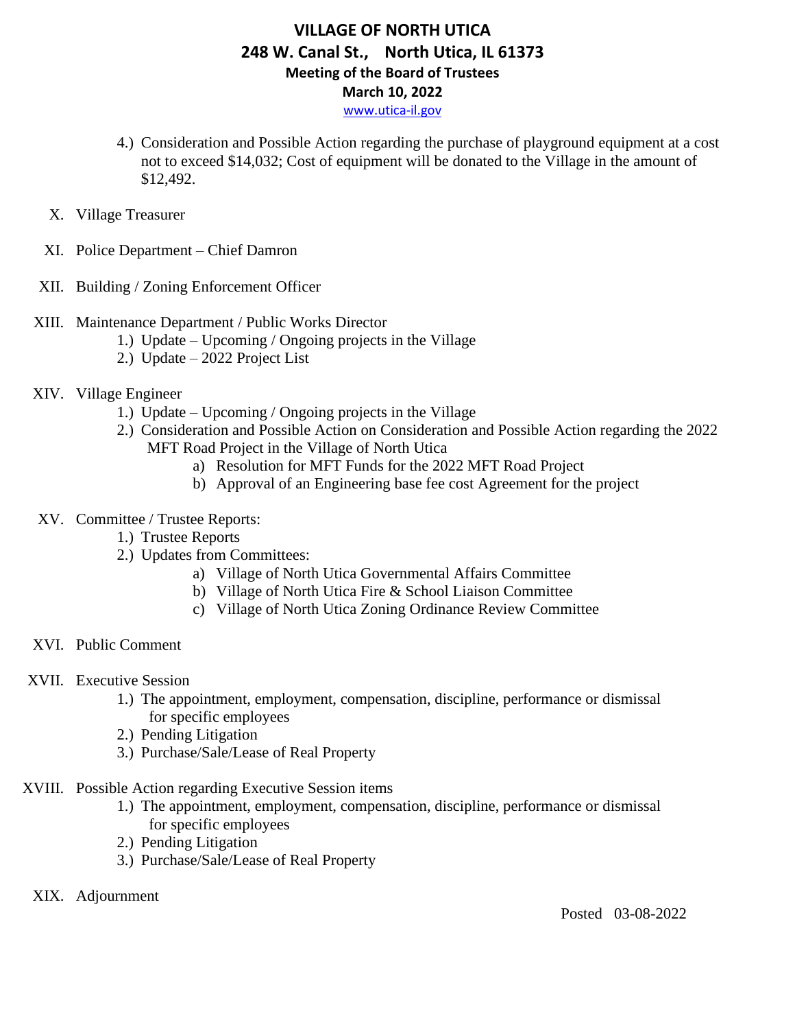4.) Consideration and Possible Action regarding the purchase of playground equipment at a cost not to exceed $14,032; Cost of equipment will be donated to the Village in the amount of $12,492.

X. Village Treasurer

XI. Police Department – Chief Damron

XII. Building / Zoning Enforcement Officer

XIII. Maintenance Department / Public Works Director
  1.) Update – Upcoming / Ongoing projects in the Village
  2.) Update – 2022 Project List

XIV. Village Engineer
  1.) Update – Upcoming / Ongoing projects in the Village
  2.) Consideration and Possible Action on Consideration and Possible Action regarding the 2022 MFT Road Project in the Village of North Utica
    a) Resolution for MFT Funds for the 2022 MFT Road Project
    b) Approval of an Engineering base fee cost Agreement for the project

XV. Committee / Trustee Reports:
  1.) Trustee Reports
  2.) Updates from Committees:
    a) Village of North Utica Governmental Affairs Committee
    b) Village of North Utica Fire & School Liaison Committee
    c) Village of North Utica Zoning Ordinance Review Committee

XVI. Public Comment

XVII. Executive Session
  1.) The appointment, employment, compensation, discipline, performance or dismissal for specific employees
  2.) Pending Litigation
  3.) Purchase/Sale/Lease of Real Property

XVIII. Possible Action regarding Executive Session items
  1.) The appointment, employment, compensation, discipline, performance or dismissal for specific employees
  2.) Pending Litigation
  3.) Purchase/Sale/Lease of Real Property

XIX. Adjournment

Posted 03-08-2022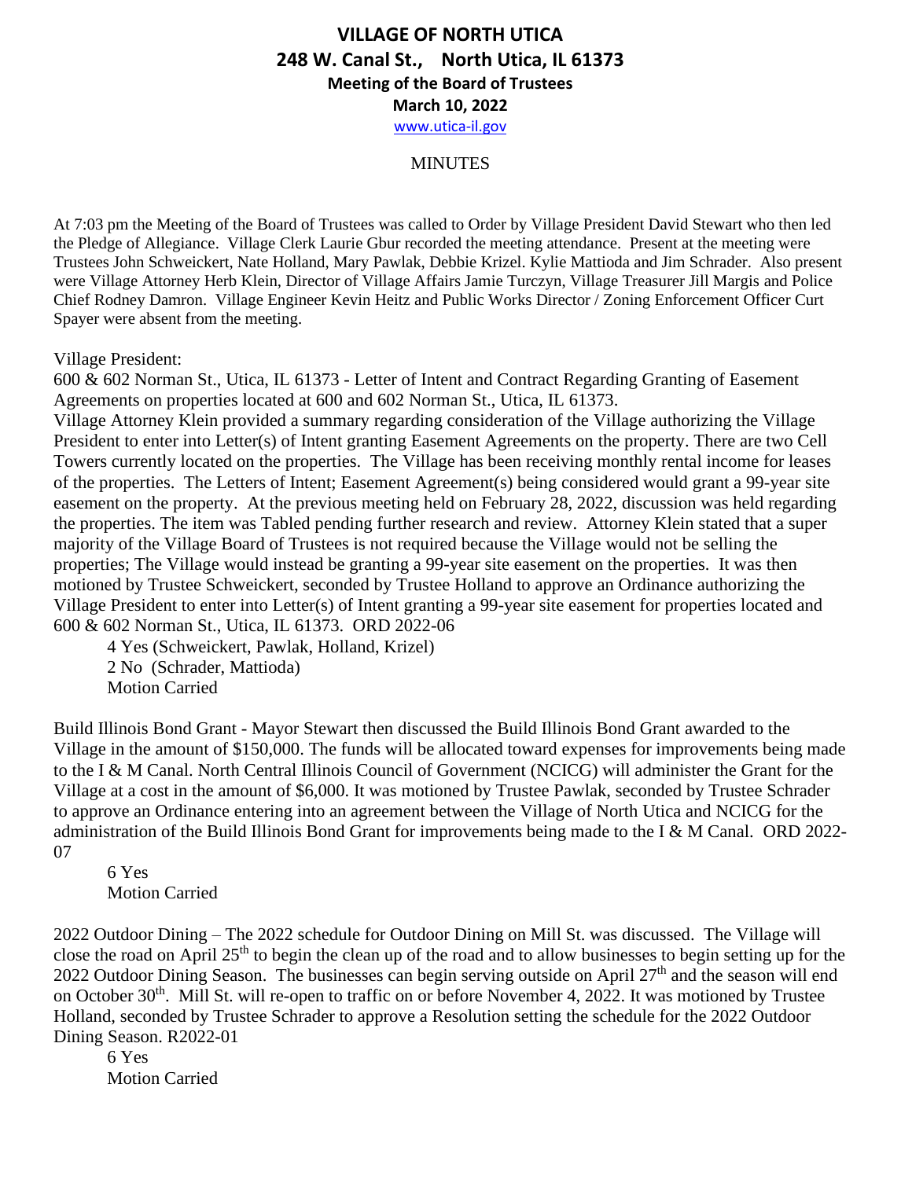# VILLAGE OF NORTH UTICA
## 248 W. Canal St., North Utica, IL 61373
### Meeting of the Board of Trustees
### March 10, 2022
www.utica-il.gov

MINUTES

At 7:03 pm the Meeting of the Board of Trustees was called to Order by Village President David Stewart who then led the Pledge of Allegiance. Village Clerk Laurie Gbur recorded the meeting attendance. Present at the meeting were Trustees John Schweickert, Nate Holland, Mary Pawlak, Debbie Krizel. Kylie Mattioda and Jim Schrader. Also present were Village Attorney Herb Klein, Director of Village Affairs Jamie Turczyn, Village Treasurer Jill Margis and Police Chief Rodney Damron. Village Engineer Kevin Heitz and Public Works Director / Zoning Enforcement Officer Curt Spayer were absent from the meeting.

Village President:

600 & 602 Norman St., Utica, IL 61373 - Letter of Intent and Contract Regarding Granting of Easement Agreements on properties located at 600 and 602 Norman St., Utica, IL 61373.

Village Attorney Klein provided a summary regarding consideration of the Village authorizing the Village President to enter into Letter(s) of Intent granting Easement Agreements on the property. There are two Cell Towers currently located on the properties. The Village has been receiving monthly rental income for leases of the properties. The Letters of Intent; Easement Agreement(s) being considered would grant a 99-year site easement on the property. At the previous meeting held on February 28, 2022, discussion was held regarding the properties. The item was Tabled pending further research and review. Attorney Klein stated that a super majority of the Village Board of Trustees is not required because the Village would not be selling the properties; The Village would instead be granting a 99-year site easement on the properties. It was then motioned by Trustee Schweickert, seconded by Trustee Holland to approve an Ordinance authorizing the Village President to enter into Letter(s) of Intent granting a 99-year site easement for properties located and 600 & 602 Norman St., Utica, IL 61373. ORD 2022-06

4 Yes (Schweickert, Pawlak, Holland, Krizel)
2 No (Schrader, Mattioda)
Motion Carried

Build Illinois Bond Grant - Mayor Stewart then discussed the Build Illinois Bond Grant awarded to the Village in the amount of $150,000. The funds will be allocated toward expenses for improvements being made to the I & M Canal. North Central Illinois Council of Government (NCICG) will administer the Grant for the Village at a cost in the amount of $6,000. It was motioned by Trustee Pawlak, seconded by Trustee Schrader to approve an Ordinance entering into an agreement between the Village of North Utica and NCICG for the administration of the Build Illinois Bond Grant for improvements being made to the I & M Canal. ORD 2022-07

6 Yes
Motion Carried

2022 Outdoor Dining – The 2022 schedule for Outdoor Dining on Mill St. was discussed. The Village will close the road on April 25th to begin the clean up of the road and to allow businesses to begin setting up for the 2022 Outdoor Dining Season. The businesses can begin serving outside on April 27th and the season will end on October 30th. Mill St. will re-open to traffic on or before November 4, 2022. It was motioned by Trustee Holland, seconded by Trustee Schrader to approve a Resolution setting the schedule for the 2022 Outdoor Dining Season. R2022-01

6 Yes
Motion Carried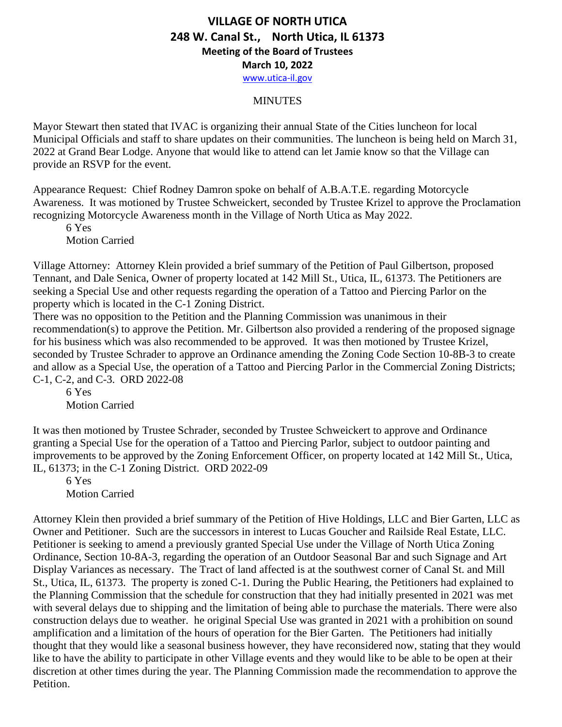# VILLAGE OF NORTH UTICA
## 248 W. Canal St., North Utica, IL 61373
### Meeting of the Board of Trustees
### March 10, 2022
www.utica-il.gov

MINUTES

Mayor Stewart then stated that IVAC is organizing their annual State of the Cities luncheon for local Municipal Officials and staff to share updates on their communities. The luncheon is being held on March 31, 2022 at Grand Bear Lodge. Anyone that would like to attend can let Jamie know so that the Village can provide an RSVP for the event.

Appearance Request: Chief Rodney Damron spoke on behalf of A.B.A.T.E. regarding Motorcycle Awareness. It was motioned by Trustee Schweickert, seconded by Trustee Krizel to approve the Proclamation recognizing Motorcycle Awareness month in the Village of North Utica as May 2022.

6 Yes
Motion Carried

Village Attorney: Attorney Klein provided a brief summary of the Petition of Paul Gilbertson, proposed Tennant, and Dale Senica, Owner of property located at 142 Mill St., Utica, IL, 61373. The Petitioners are seeking a Special Use and other requests regarding the operation of a Tattoo and Piercing Parlor on the property which is located in the C-1 Zoning District.
There was no opposition to the Petition and the Planning Commission was unanimous in their recommendation(s) to approve the Petition. Mr. Gilbertson also provided a rendering of the proposed signage for his business which was also recommended to be approved. It was then motioned by Trustee Krizel, seconded by Trustee Schrader to approve an Ordinance amending the Zoning Code Section 10-8B-3 to create and allow as a Special Use, the operation of a Tattoo and Piercing Parlor in the Commercial Zoning Districts; C-1, C-2, and C-3. ORD 2022-08

6 Yes
Motion Carried

It was then motioned by Trustee Schrader, seconded by Trustee Schweickert to approve and Ordinance granting a Special Use for the operation of a Tattoo and Piercing Parlor, subject to outdoor painting and improvements to be approved by the Zoning Enforcement Officer, on property located at 142 Mill St., Utica, IL, 61373; in the C-1 Zoning District. ORD 2022-09

6 Yes
Motion Carried

Attorney Klein then provided a brief summary of the Petition of Hive Holdings, LLC and Bier Garten, LLC as Owner and Petitioner. Such are the successors in interest to Lucas Goucher and Railside Real Estate, LLC. Petitioner is seeking to amend a previously granted Special Use under the Village of North Utica Zoning Ordinance, Section 10-8A-3, regarding the operation of an Outdoor Seasonal Bar and such Signage and Art Display Variances as necessary. The Tract of land affected is at the southwest corner of Canal St. and Mill St., Utica, IL, 61373. The property is zoned C-1. During the Public Hearing, the Petitioners had explained to the Planning Commission that the schedule for construction that they had initially presented in 2021 was met with several delays due to shipping and the limitation of being able to purchase the materials. There were also construction delays due to weather. he original Special Use was granted in 2021 with a prohibition on sound amplification and a limitation of the hours of operation for the Bier Garten. The Petitioners had initially thought that they would like a seasonal business however, they have reconsidered now, stating that they would like to have the ability to participate in other Village events and they would like to be able to be open at their discretion at other times during the year. The Planning Commission made the recommendation to approve the Petition.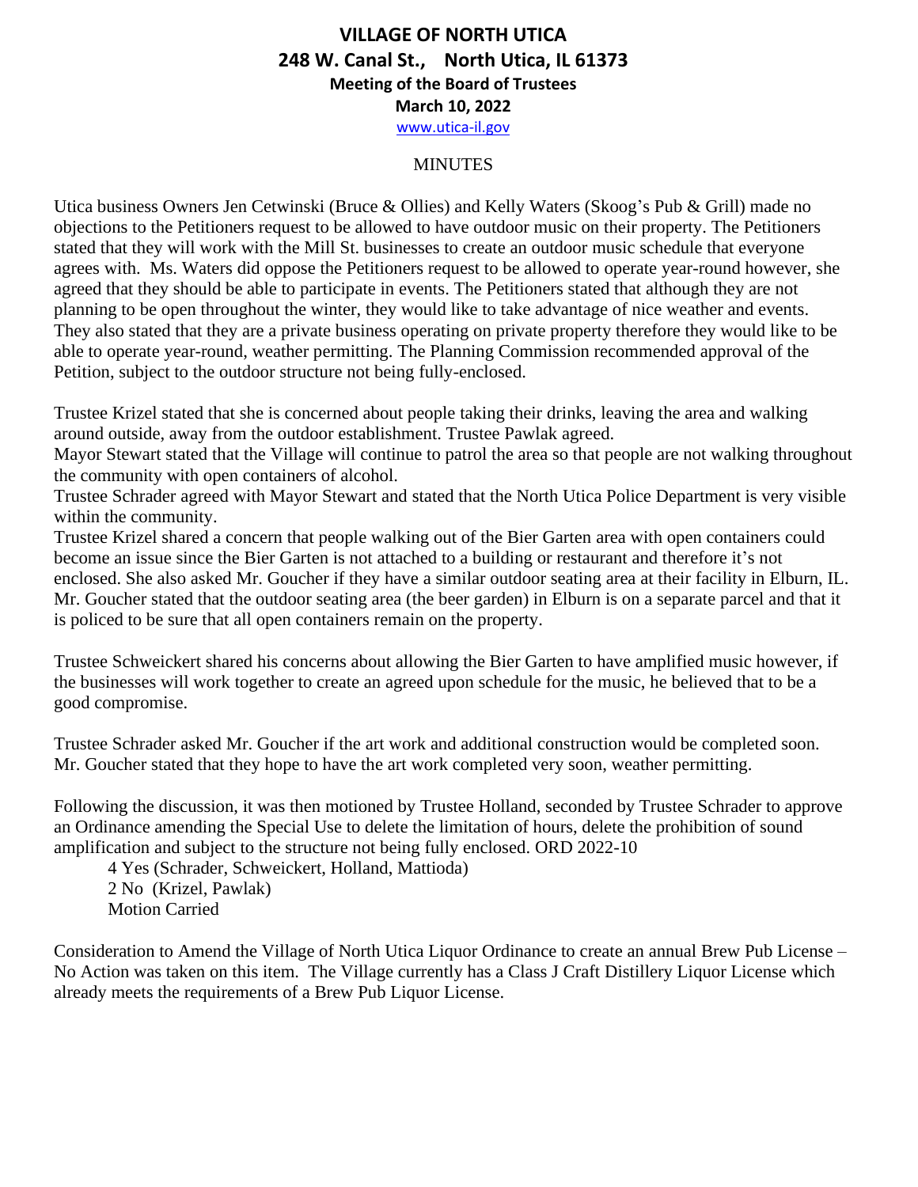# VILLAGE OF NORTH UTICA
## 248 W. Canal St., North Utica, IL 61373
### Meeting of the Board of Trustees
### March 10, 2022
www.utica-il.gov

MINUTES

Utica business Owners Jen Cetwinski (Bruce & Ollies) and Kelly Waters (Skoog's Pub & Grill) made no objections to the Petitioners request to be allowed to have outdoor music on their property. The Petitioners stated that they will work with the Mill St. businesses to create an outdoor music schedule that everyone agrees with. Ms. Waters did oppose the Petitioners request to be allowed to operate year-round however, she agreed that they should be able to participate in events. The Petitioners stated that although they are not planning to be open throughout the winter, they would like to take advantage of nice weather and events. They also stated that they are a private business operating on private property therefore they would like to be able to operate year-round, weather permitting. The Planning Commission recommended approval of the Petition, subject to the outdoor structure not being fully-enclosed.

Trustee Krizel stated that she is concerned about people taking their drinks, leaving the area and walking around outside, away from the outdoor establishment. Trustee Pawlak agreed.
Mayor Stewart stated that the Village will continue to patrol the area so that people are not walking throughout the community with open containers of alcohol.
Trustee Schrader agreed with Mayor Stewart and stated that the North Utica Police Department is very visible within the community.
Trustee Krizel shared a concern that people walking out of the Bier Garten area with open containers could become an issue since the Bier Garten is not attached to a building or restaurant and therefore it's not enclosed. She also asked Mr. Goucher if they have a similar outdoor seating area at their facility in Elburn, IL. Mr. Goucher stated that the outdoor seating area (the beer garden) in Elburn is on a separate parcel and that it is policed to be sure that all open containers remain on the property.

Trustee Schweickert shared his concerns about allowing the Bier Garten to have amplified music however, if the businesses will work together to create an agreed upon schedule for the music, he believed that to be a good compromise.

Trustee Schrader asked Mr. Goucher if the art work and additional construction would be completed soon. Mr. Goucher stated that they hope to have the art work completed very soon, weather permitting.

Following the discussion, it was then motioned by Trustee Holland, seconded by Trustee Schrader to approve an Ordinance amending the Special Use to delete the limitation of hours, delete the prohibition of sound amplification and subject to the structure not being fully enclosed. ORD 2022-10

4 Yes (Schrader, Schweickert, Holland, Mattioda)
2 No (Krizel, Pawlak)
Motion Carried

Consideration to Amend the Village of North Utica Liquor Ordinance to create an annual Brew Pub License – No Action was taken on this item. The Village currently has a Class J Craft Distillery Liquor License which already meets the requirements of a Brew Pub Liquor License.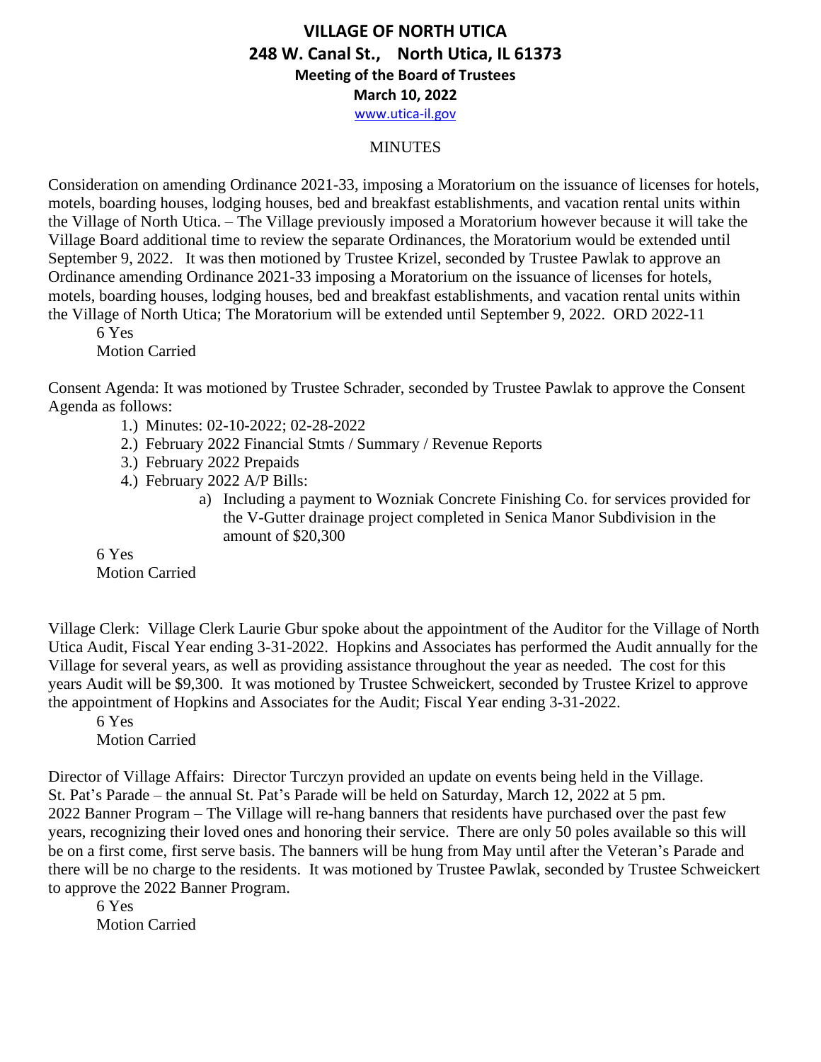# VILLAGE OF NORTH UTICA

## 248 W. Canal St., North Utica, IL 61373

### Meeting of the Board of Trustees

### March 10, 2022

www.utica-il.gov

MINUTES

Consideration on amending Ordinance 2021-33, imposing a Moratorium on the issuance of licenses for hotels, motels, boarding houses, lodging houses, bed and breakfast establishments, and vacation rental units within the Village of North Utica. – The Village previously imposed a Moratorium however because it will take the Village Board additional time to review the separate Ordinances, the Moratorium would be extended until September 9, 2022. It was then motioned by Trustee Krizel, seconded by Trustee Pawlak to approve an Ordinance amending Ordinance 2021-33 imposing a Moratorium on the issuance of licenses for hotels, motels, boarding houses, lodging houses, bed and breakfast establishments, and vacation rental units within the Village of North Utica; The Moratorium will be extended until September 9, 2022. ORD 2022-11

6 Yes
Motion Carried

Consent Agenda: It was motioned by Trustee Schrader, seconded by Trustee Pawlak to approve the Consent Agenda as follows:

1.) Minutes: 02-10-2022; 02-28-2022
2.) February 2022 Financial Stmts / Summary / Revenue Reports
3.) February 2022 Prepaids
4.) February 2022 A/P Bills:
   a) Including a payment to Wozniak Concrete Finishing Co. for services provided for the V-Gutter drainage project completed in Senica Manor Subdivision in the amount of $20,300

6 Yes
Motion Carried

Village Clerk: Village Clerk Laurie Gbur spoke about the appointment of the Auditor for the Village of North Utica Audit, Fiscal Year ending 3-31-2022. Hopkins and Associates has performed the Audit annually for the Village for several years, as well as providing assistance throughout the year as needed. The cost for this years Audit will be $9,300. It was motioned by Trustee Schweickert, seconded by Trustee Krizel to approve the appointment of Hopkins and Associates for the Audit; Fiscal Year ending 3-31-2022.

6 Yes
Motion Carried

Director of Village Affairs: Director Turczyn provided an update on events being held in the Village.
St. Pat's Parade – the annual St. Pat's Parade will be held on Saturday, March 12, 2022 at 5 pm.
2022 Banner Program – The Village will re-hang banners that residents have purchased over the past few years, recognizing their loved ones and honoring their service. There are only 50 poles available so this will be on a first come, first serve basis. The banners will be hung from May until after the Veteran's Parade and there will be no charge to the residents. It was motioned by Trustee Pawlak, seconded by Trustee Schweickert to approve the 2022 Banner Program.

6 Yes
Motion Carried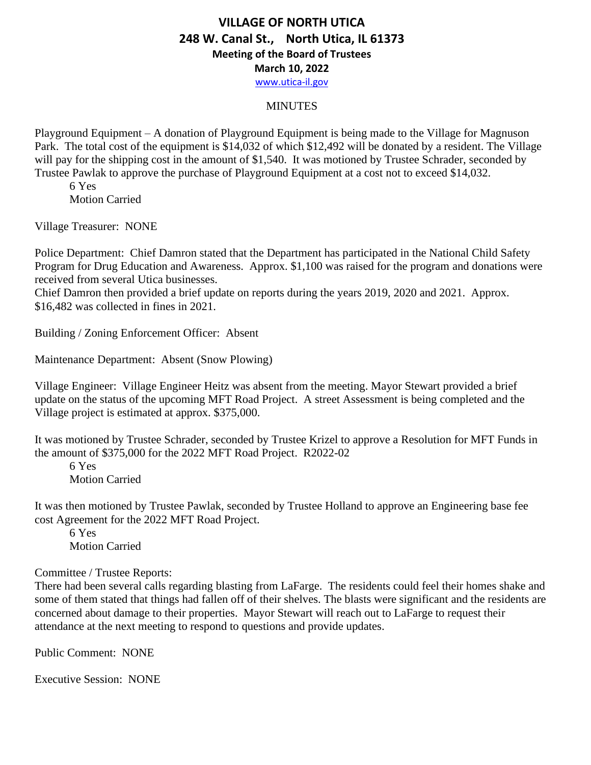# VILLAGE OF NORTH UTICA
## 248 W. Canal St., North Utica, IL 61373
### Meeting of the Board of Trustees
### March 10, 2022
www.utica-il.gov

MINUTES

Playground Equipment – A donation of Playground Equipment is being made to the Village for Magnuson Park. The total cost of the equipment is $14,032 of which $12,492 will be donated by a resident. The Village will pay for the shipping cost in the amount of $1,540. It was motioned by Trustee Schrader, seconded by Trustee Pawlak to approve the purchase of Playground Equipment at a cost not to exceed $14,032.

6 Yes
Motion Carried

Village Treasurer: NONE

Police Department: Chief Damron stated that the Department has participated in the National Child Safety Program for Drug Education and Awareness. Approx. $1,100 was raised for the program and donations were received from several Utica businesses.
Chief Damron then provided a brief update on reports during the years 2019, 2020 and 2021. Approx. $16,482 was collected in fines in 2021.

Building / Zoning Enforcement Officer: Absent

Maintenance Department: Absent (Snow Plowing)

Village Engineer: Village Engineer Heitz was absent from the meeting. Mayor Stewart provided a brief update on the status of the upcoming MFT Road Project. A street Assessment is being completed and the Village project is estimated at approx. $375,000.

It was motioned by Trustee Schrader, seconded by Trustee Krizel to approve a Resolution for MFT Funds in the amount of $375,000 for the 2022 MFT Road Project. R2022-02

6 Yes
Motion Carried

It was then motioned by Trustee Pawlak, seconded by Trustee Holland to approve an Engineering base fee cost Agreement for the 2022 MFT Road Project.

6 Yes
Motion Carried

Committee / Trustee Reports:
There had been several calls regarding blasting from LaFarge. The residents could feel their homes shake and some of them stated that things had fallen off of their shelves. The blasts were significant and the residents are concerned about damage to their properties. Mayor Stewart will reach out to LaFarge to request their attendance at the next meeting to respond to questions and provide updates.

Public Comment: NONE

Executive Session: NONE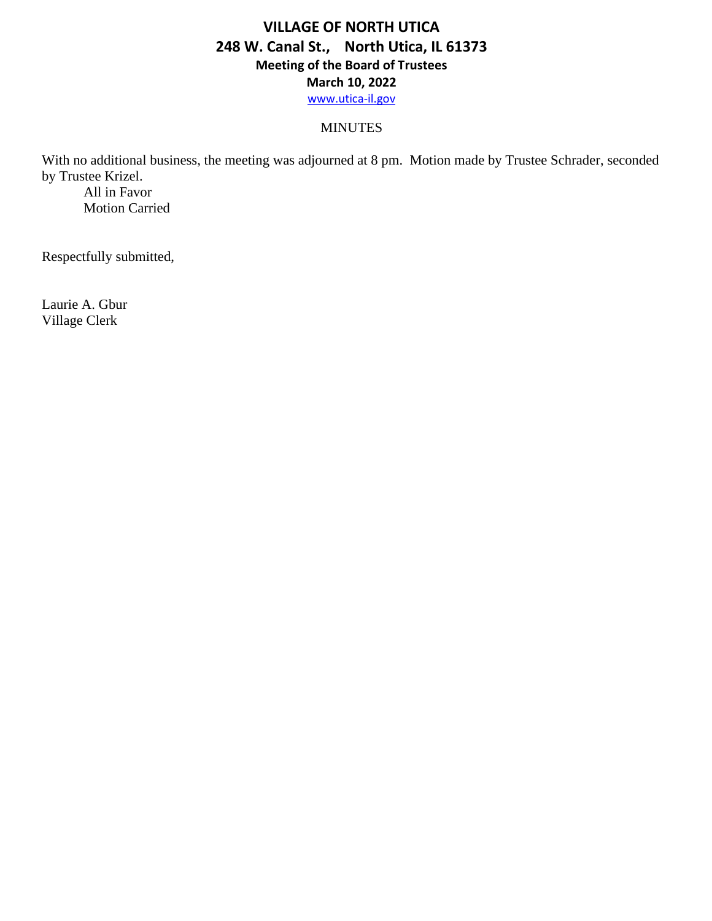# VILLAGE OF NORTH UTICA
## 248 W. Canal St., North Utica, IL 61373
### Meeting of the Board of Trustees
### March 10, 2022
www.utica-il.gov

MINUTES

With no additional business, the meeting was adjourned at 8 pm. Motion made by Trustee Schrader, seconded by Trustee Krizel.

All in Favor
Motion Carried

Respectfully submitted,

Laurie A. Gbur
Village Clerk